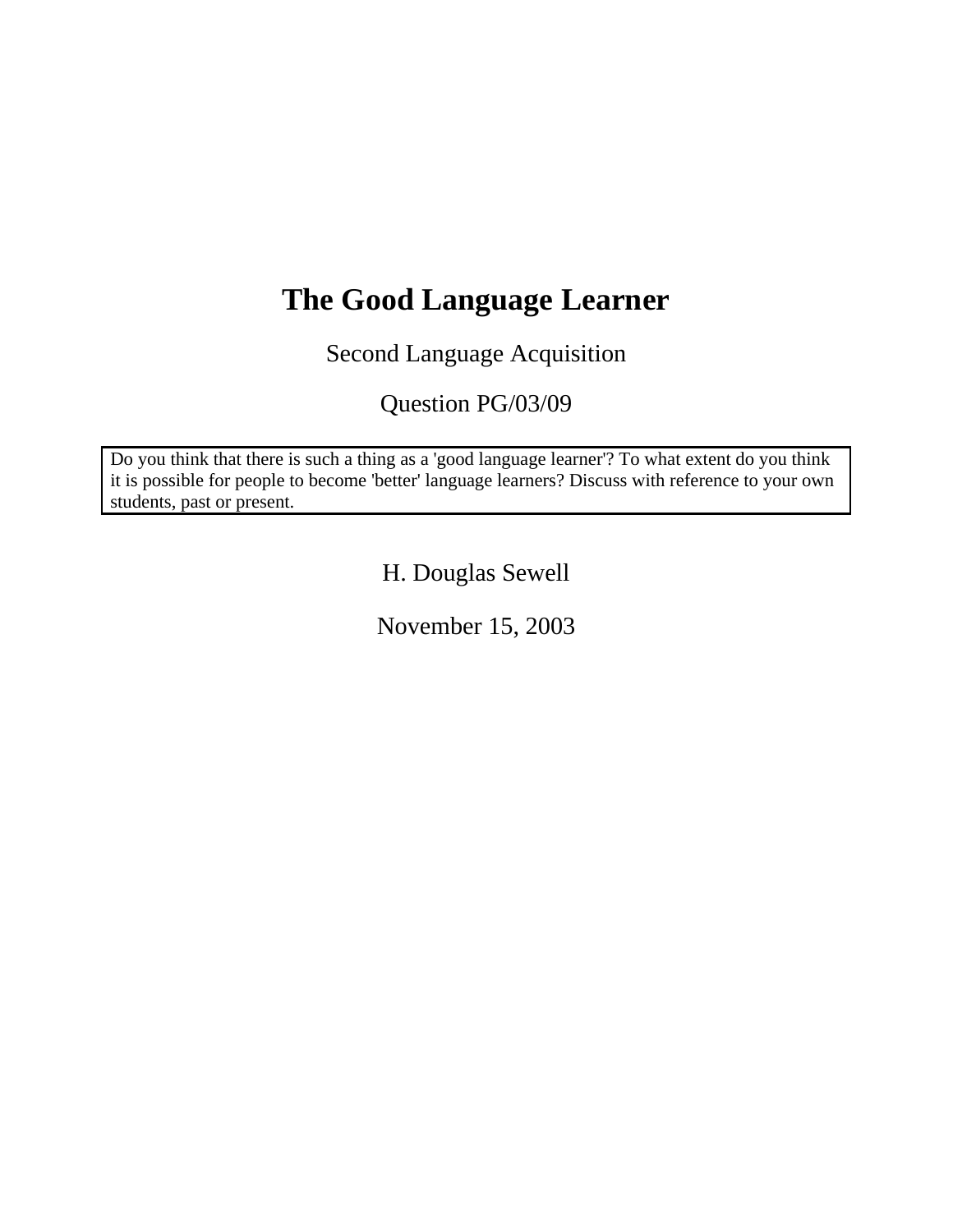# The Good Language Learner

Second Language Acquisition

Question PG/03/09

> Do you think that there is such a thing as a 'good language learner'? To what extent do you think it is possible for people to become 'better' language learners? Discuss with reference to your own students, past or present.

H. Douglas Sewell

November 15, 2003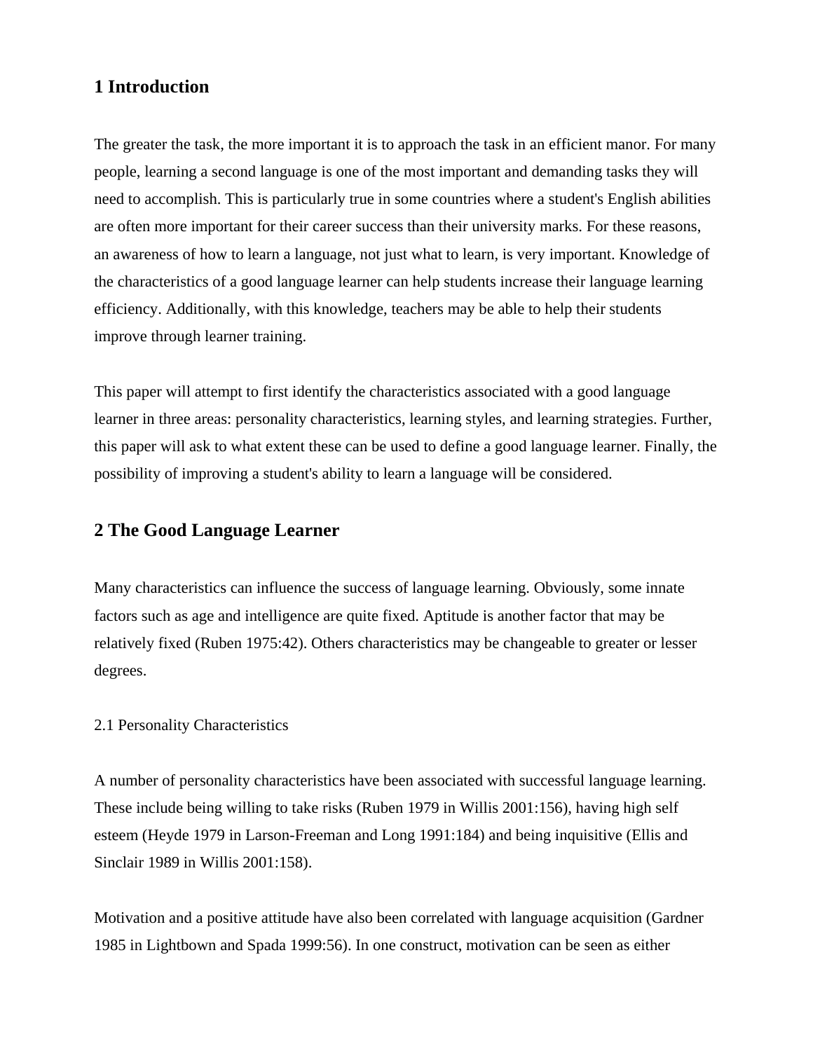## 1 Introduction

The greater the task, the more important it is to approach the task in an efficient manor. For many people, learning a second language is one of the most important and demanding tasks they will need to accomplish. This is particularly true in some countries where a student's English abilities are often more important for their career success than their university marks. For these reasons, an awareness of how to learn a language, not just what to learn, is very important. Knowledge of the characteristics of a good language learner can help students increase their language learning efficiency. Additionally, with this knowledge, teachers may be able to help their students improve through learner training.

This paper will attempt to first identify the characteristics associated with a good language learner in three areas: personality characteristics, learning styles, and learning strategies. Further, this paper will ask to what extent these can be used to define a good language learner. Finally, the possibility of improving a student's ability to learn a language will be considered.

## 2 The Good Language Learner

Many characteristics can influence the success of language learning. Obviously, some innate factors such as age and intelligence are quite fixed. Aptitude is another factor that may be relatively fixed (Ruben 1975:42). Others characteristics may be changeable to greater or lesser degrees.

### 2.1 Personality Characteristics

A number of personality characteristics have been associated with successful language learning. These include being willing to take risks (Ruben 1979 in Willis 2001:156), having high self esteem (Heyde 1979 in Larson-Freeman and Long 1991:184) and being inquisitive (Ellis and Sinclair 1989 in Willis 2001:158).

Motivation and a positive attitude have also been correlated with language acquisition (Gardner 1985 in Lightbown and Spada 1999:56). In one construct, motivation can be seen as either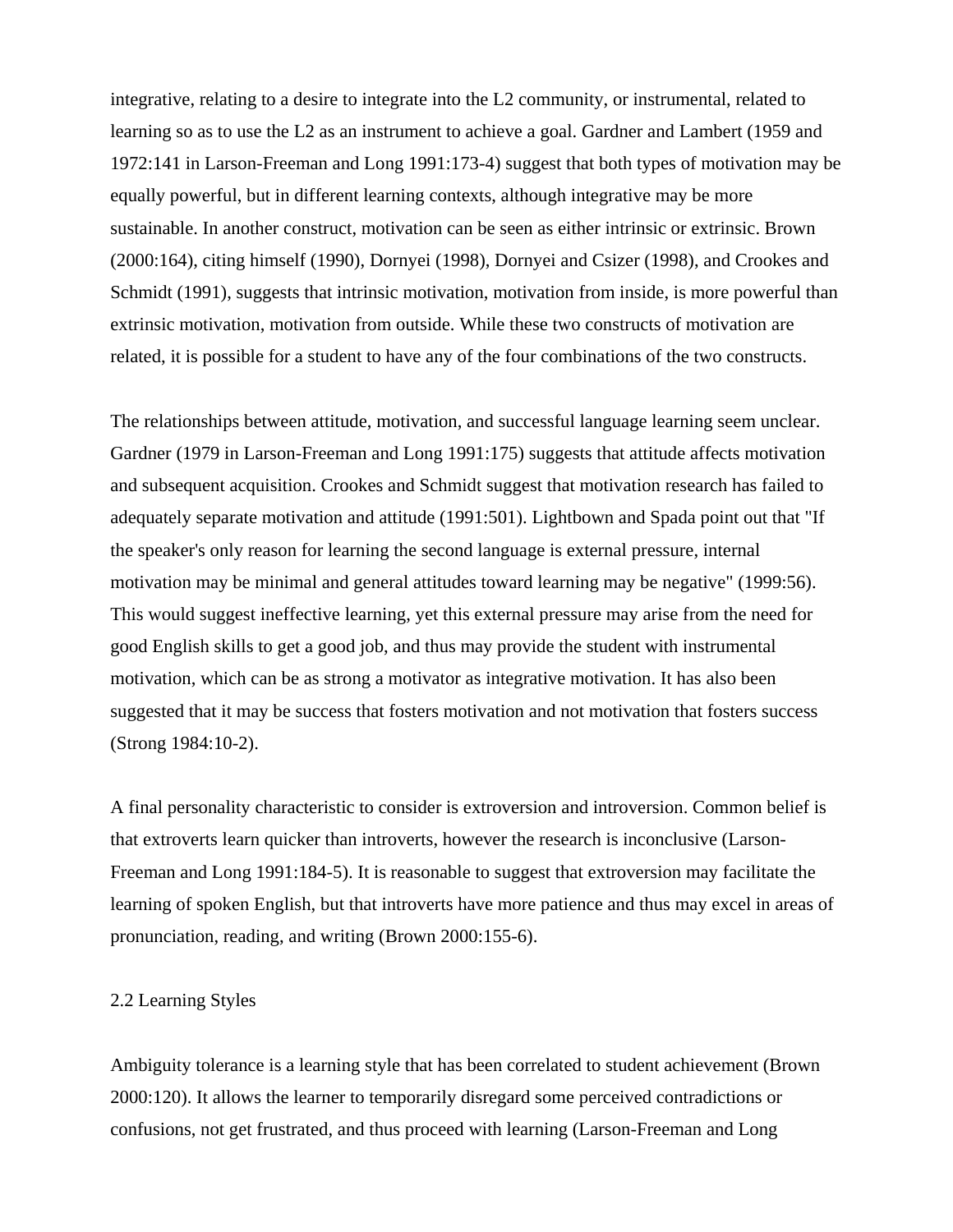integrative, relating to a desire to integrate into the L2 community, or instrumental, related to learning so as to use the L2 as an instrument to achieve a goal. Gardner and Lambert (1959 and 1972:141 in Larson-Freeman and Long 1991:173-4) suggest that both types of motivation may be equally powerful, but in different learning contexts, although integrative may be more sustainable. In another construct, motivation can be seen as either intrinsic or extrinsic. Brown (2000:164), citing himself (1990), Dornyei (1998), Dornyei and Csizer (1998), and Crookes and Schmidt (1991), suggests that intrinsic motivation, motivation from inside, is more powerful than extrinsic motivation, motivation from outside. While these two constructs of motivation are related, it is possible for a student to have any of the four combinations of the two constructs.

The relationships between attitude, motivation, and successful language learning seem unclear. Gardner (1979 in Larson-Freeman and Long 1991:175) suggests that attitude affects motivation and subsequent acquisition. Crookes and Schmidt suggest that motivation research has failed to adequately separate motivation and attitude (1991:501). Lightbown and Spada point out that "If the speaker's only reason for learning the second language is external pressure, internal motivation may be minimal and general attitudes toward learning may be negative" (1999:56). This would suggest ineffective learning, yet this external pressure may arise from the need for good English skills to get a good job, and thus may provide the student with instrumental motivation, which can be as strong a motivator as integrative motivation. It has also been suggested that it may be success that fosters motivation and not motivation that fosters success (Strong 1984:10-2).

A final personality characteristic to consider is extroversion and introversion. Common belief is that extroverts learn quicker than introverts, however the research is inconclusive (Larson-Freeman and Long 1991:184-5). It is reasonable to suggest that extroversion may facilitate the learning of spoken English, but that introverts have more patience and thus may excel in areas of pronunciation, reading, and writing (Brown 2000:155-6).

## 2.2 Learning Styles

Ambiguity tolerance is a learning style that has been correlated to student achievement (Brown 2000:120). It allows the learner to temporarily disregard some perceived contradictions or confusions, not get frustrated, and thus proceed with learning (Larson-Freeman and Long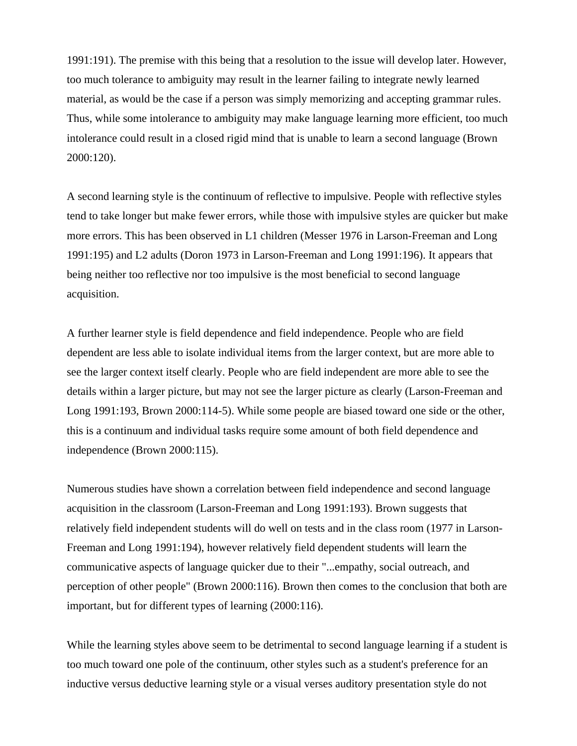1991:191). The premise with this being that a resolution to the issue will develop later. However, too much tolerance to ambiguity may result in the learner failing to integrate newly learned material, as would be the case if a person was simply memorizing and accepting grammar rules. Thus, while some intolerance to ambiguity may make language learning more efficient, too much intolerance could result in a closed rigid mind that is unable to learn a second language (Brown 2000:120).

A second learning style is the continuum of reflective to impulsive. People with reflective styles tend to take longer but make fewer errors, while those with impulsive styles are quicker but make more errors. This has been observed in L1 children (Messer 1976 in Larson-Freeman and Long 1991:195) and L2 adults (Doron 1973 in Larson-Freeman and Long 1991:196). It appears that being neither too reflective nor too impulsive is the most beneficial to second language acquisition.

A further learner style is field dependence and field independence. People who are field dependent are less able to isolate individual items from the larger context, but are more able to see the larger context itself clearly. People who are field independent are more able to see the details within a larger picture, but may not see the larger picture as clearly (Larson-Freeman and Long 1991:193, Brown 2000:114-5). While some people are biased toward one side or the other, this is a continuum and individual tasks require some amount of both field dependence and independence (Brown 2000:115).

Numerous studies have shown a correlation between field independence and second language acquisition in the classroom (Larson-Freeman and Long 1991:193). Brown suggests that relatively field independent students will do well on tests and in the class room (1977 in Larson-Freeman and Long 1991:194), however relatively field dependent students will learn the communicative aspects of language quicker due to their "...empathy, social outreach, and perception of other people" (Brown 2000:116). Brown then comes to the conclusion that both are important, but for different types of learning (2000:116).

While the learning styles above seem to be detrimental to second language learning if a student is too much toward one pole of the continuum, other styles such as a student's preference for an inductive versus deductive learning style or a visual verses auditory presentation style do not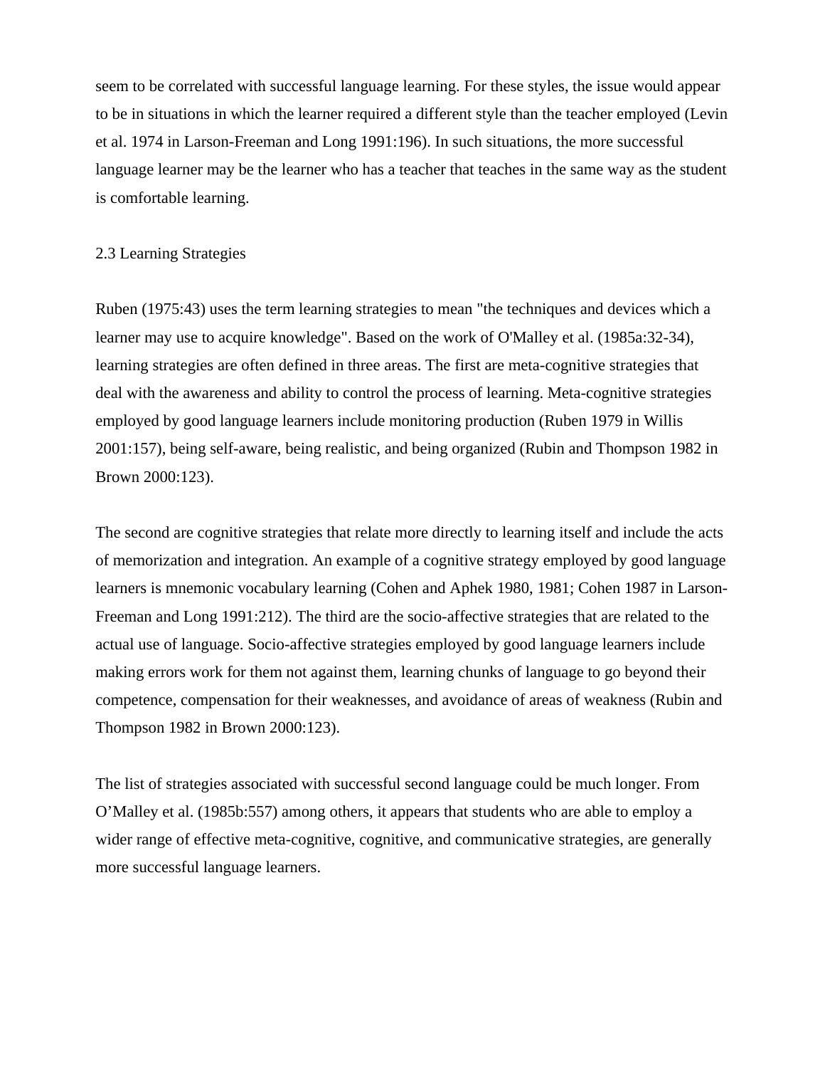seem to be correlated with successful language learning. For these styles, the issue would appear to be in situations in which the learner required a different style than the teacher employed (Levin et al. 1974 in Larson-Freeman and Long 1991:196). In such situations, the more successful language learner may be the learner who has a teacher that teaches in the same way as the student is comfortable learning.

## 2.3 Learning Strategies

Ruben (1975:43) uses the term learning strategies to mean "the techniques and devices which a learner may use to acquire knowledge". Based on the work of O'Malley et al. (1985a:32-34), learning strategies are often defined in three areas. The first are meta-cognitive strategies that deal with the awareness and ability to control the process of learning. Meta-cognitive strategies employed by good language learners include monitoring production (Ruben 1979 in Willis 2001:157), being self-aware, being realistic, and being organized (Rubin and Thompson 1982 in Brown 2000:123).

The second are cognitive strategies that relate more directly to learning itself and include the acts of memorization and integration. An example of a cognitive strategy employed by good language learners is mnemonic vocabulary learning (Cohen and Aphek 1980, 1981; Cohen 1987 in Larson-Freeman and Long 1991:212). The third are the socio-affective strategies that are related to the actual use of language. Socio-affective strategies employed by good language learners include making errors work for them not against them, learning chunks of language to go beyond their competence, compensation for their weaknesses, and avoidance of areas of weakness (Rubin and Thompson 1982 in Brown 2000:123).

The list of strategies associated with successful second language could be much longer. From O'Malley et al. (1985b:557) among others, it appears that students who are able to employ a wider range of effective meta-cognitive, cognitive, and communicative strategies, are generally more successful language learners.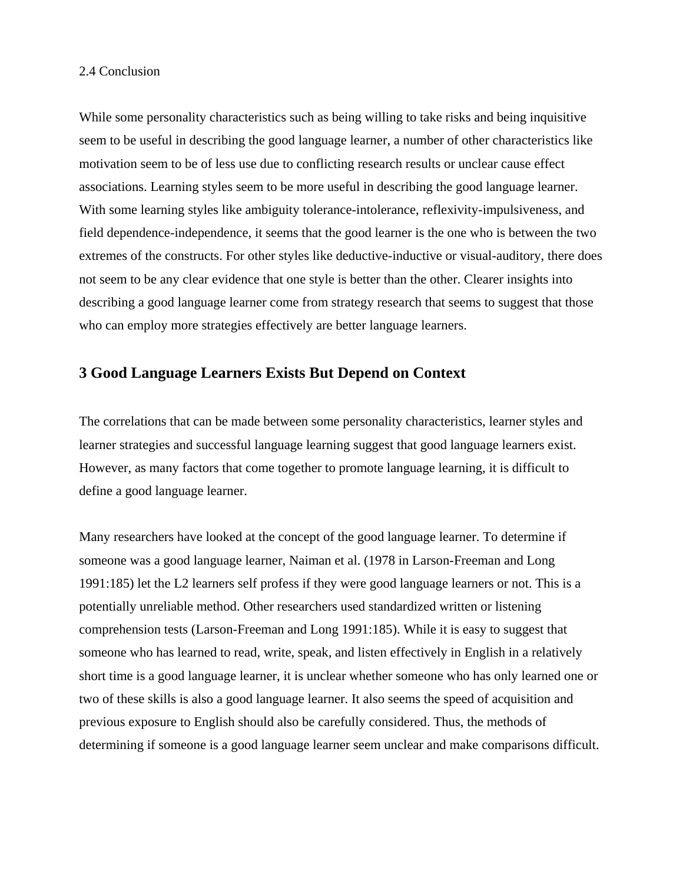## 2.4 Conclusion

While some personality characteristics such as being willing to take risks and being inquisitive seem to be useful in describing the good language learner, a number of other characteristics like motivation seem to be of less use due to conflicting research results or unclear cause effect associations. Learning styles seem to be more useful in describing the good language learner. With some learning styles like ambiguity tolerance-intolerance, reflexivity-impulsiveness, and field dependence-independence, it seems that the good learner is the one who is between the two extremes of the constructs. For other styles like deductive-inductive or visual-auditory, there does not seem to be any clear evidence that one style is better than the other. Clearer insights into describing a good language learner come from strategy research that seems to suggest that those who can employ more strategies effectively are better language learners.

# 3 Good Language Learners Exists But Depend on Context

The correlations that can be made between some personality characteristics, learner styles and learner strategies and successful language learning suggest that good language learners exist. However, as many factors that come together to promote language learning, it is difficult to define a good language learner.

Many researchers have looked at the concept of the good language learner. To determine if someone was a good language learner, Naiman et al. (1978 in Larson-Freeman and Long 1991:185) let the L2 learners self profess if they were good language learners or not. This is a potentially unreliable method. Other researchers used standardized written or listening comprehension tests (Larson-Freeman and Long 1991:185). While it is easy to suggest that someone who has learned to read, write, speak, and listen effectively in English in a relatively short time is a good language learner, it is unclear whether someone who has only learned one or two of these skills is also a good language learner. It also seems the speed of acquisition and previous exposure to English should also be carefully considered. Thus, the methods of determining if someone is a good language learner seem unclear and make comparisons difficult.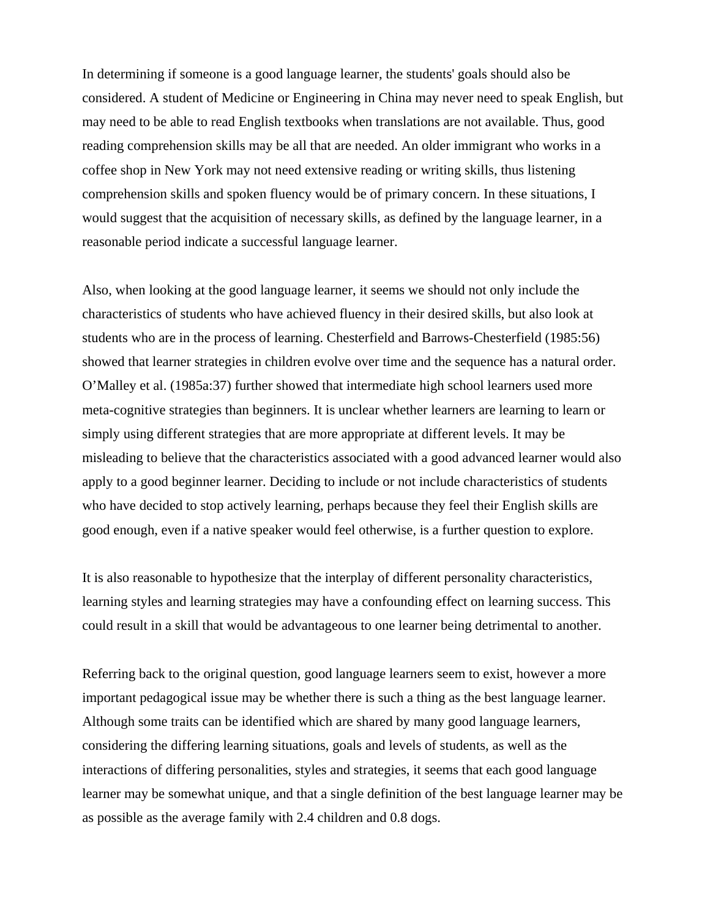In determining if someone is a good language learner, the students' goals should also be considered. A student of Medicine or Engineering in China may never need to speak English, but may need to be able to read English textbooks when translations are not available. Thus, good reading comprehension skills may be all that are needed. An older immigrant who works in a coffee shop in New York may not need extensive reading or writing skills, thus listening comprehension skills and spoken fluency would be of primary concern. In these situations, I would suggest that the acquisition of necessary skills, as defined by the language learner, in a reasonable period indicate a successful language learner.

Also, when looking at the good language learner, it seems we should not only include the characteristics of students who have achieved fluency in their desired skills, but also look at students who are in the process of learning. Chesterfield and Barrows-Chesterfield (1985:56) showed that learner strategies in children evolve over time and the sequence has a natural order. O'Malley et al. (1985a:37) further showed that intermediate high school learners used more meta-cognitive strategies than beginners. It is unclear whether learners are learning to learn or simply using different strategies that are more appropriate at different levels. It may be misleading to believe that the characteristics associated with a good advanced learner would also apply to a good beginner learner. Deciding to include or not include characteristics of students who have decided to stop actively learning, perhaps because they feel their English skills are good enough, even if a native speaker would feel otherwise, is a further question to explore.

It is also reasonable to hypothesize that the interplay of different personality characteristics, learning styles and learning strategies may have a confounding effect on learning success. This could result in a skill that would be advantageous to one learner being detrimental to another.

Referring back to the original question, good language learners seem to exist, however a more important pedagogical issue may be whether there is such a thing as the best language learner. Although some traits can be identified which are shared by many good language learners, considering the differing learning situations, goals and levels of students, as well as the interactions of differing personalities, styles and strategies, it seems that each good language learner may be somewhat unique, and that a single definition of the best language learner may be as possible as the average family with 2.4 children and 0.8 dogs.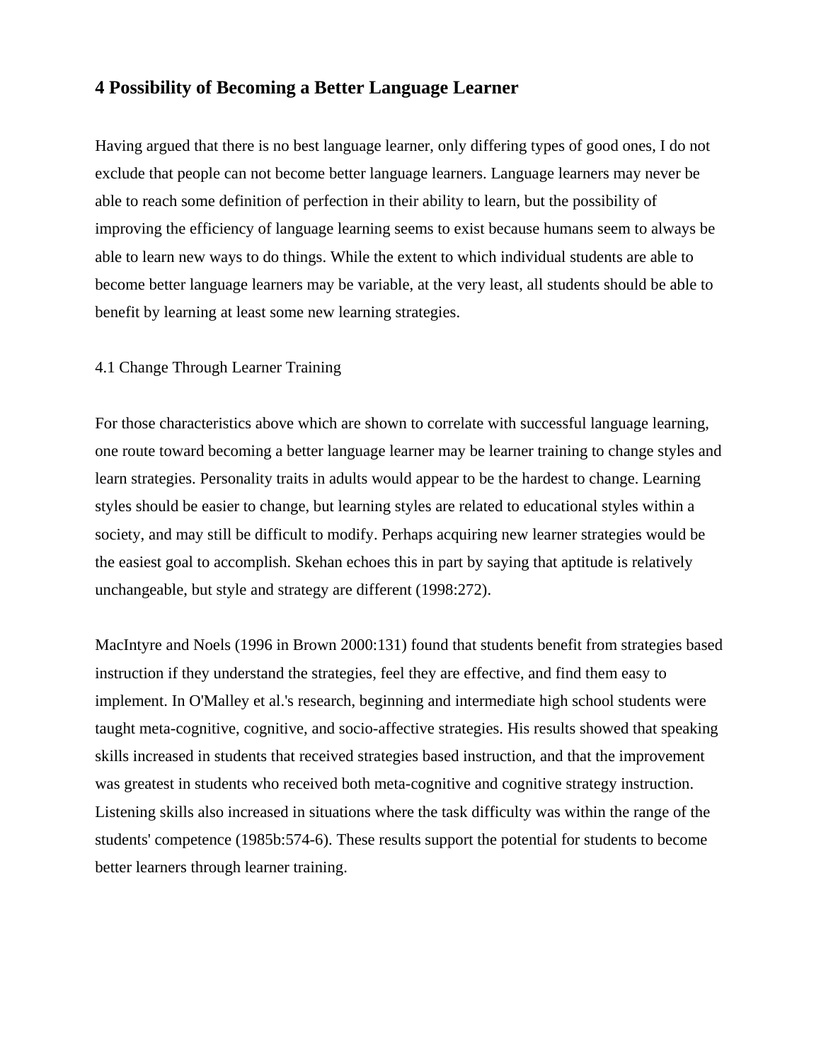## 4 Possibility of Becoming a Better Language Learner

Having argued that there is no best language learner, only differing types of good ones, I do not exclude that people can not become better language learners. Language learners may never be able to reach some definition of perfection in their ability to learn, but the possibility of improving the efficiency of language learning seems to exist because humans seem to always be able to learn new ways to do things. While the extent to which individual students are able to become better language learners may be variable, at the very least, all students should be able to benefit by learning at least some new learning strategies.

### 4.1 Change Through Learner Training

For those characteristics above which are shown to correlate with successful language learning, one route toward becoming a better language learner may be learner training to change styles and learn strategies. Personality traits in adults would appear to be the hardest to change. Learning styles should be easier to change, but learning styles are related to educational styles within a society, and may still be difficult to modify. Perhaps acquiring new learner strategies would be the easiest goal to accomplish. Skehan echoes this in part by saying that aptitude is relatively unchangeable, but style and strategy are different (1998:272).

MacIntyre and Noels (1996 in Brown 2000:131) found that students benefit from strategies based instruction if they understand the strategies, feel they are effective, and find them easy to implement. In O'Malley et al.'s research, beginning and intermediate high school students were taught meta-cognitive, cognitive, and socio-affective strategies. His results showed that speaking skills increased in students that received strategies based instruction, and that the improvement was greatest in students who received both meta-cognitive and cognitive strategy instruction. Listening skills also increased in situations where the task difficulty was within the range of the students' competence (1985b:574-6). These results support the potential for students to become better learners through learner training.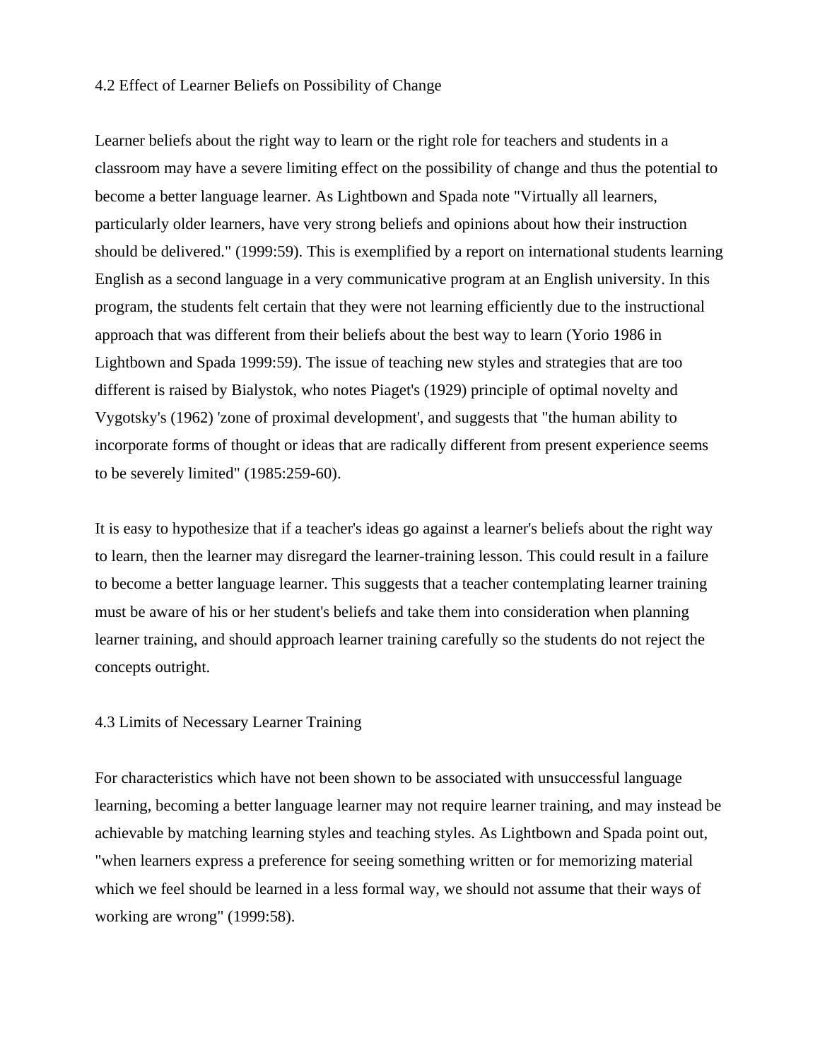## 4.2 Effect of Learner Beliefs on Possibility of Change

Learner beliefs about the right way to learn or the right role for teachers and students in a classroom may have a severe limiting effect on the possibility of change and thus the potential to become a better language learner. As Lightbown and Spada note "Virtually all learners, particularly older learners, have very strong beliefs and opinions about how their instruction should be delivered." (1999:59). This is exemplified by a report on international students learning English as a second language in a very communicative program at an English university. In this program, the students felt certain that they were not learning efficiently due to the instructional approach that was different from their beliefs about the best way to learn (Yorio 1986 in Lightbown and Spada 1999:59). The issue of teaching new styles and strategies that are too different is raised by Bialystok, who notes Piaget's (1929) principle of optimal novelty and Vygotsky's (1962) 'zone of proximal development', and suggests that "the human ability to incorporate forms of thought or ideas that are radically different from present experience seems to be severely limited" (1985:259-60).

It is easy to hypothesize that if a teacher's ideas go against a learner's beliefs about the right way to learn, then the learner may disregard the learner-training lesson. This could result in a failure to become a better language learner. This suggests that a teacher contemplating learner training must be aware of his or her student's beliefs and take them into consideration when planning learner training, and should approach learner training carefully so the students do not reject the concepts outright.

## 4.3 Limits of Necessary Learner Training

For characteristics which have not been shown to be associated with unsuccessful language learning, becoming a better language learner may not require learner training, and may instead be achievable by matching learning styles and teaching styles. As Lightbown and Spada point out, "when learners express a preference for seeing something written or for memorizing material which we feel should be learned in a less formal way, we should not assume that their ways of working are wrong" (1999:58).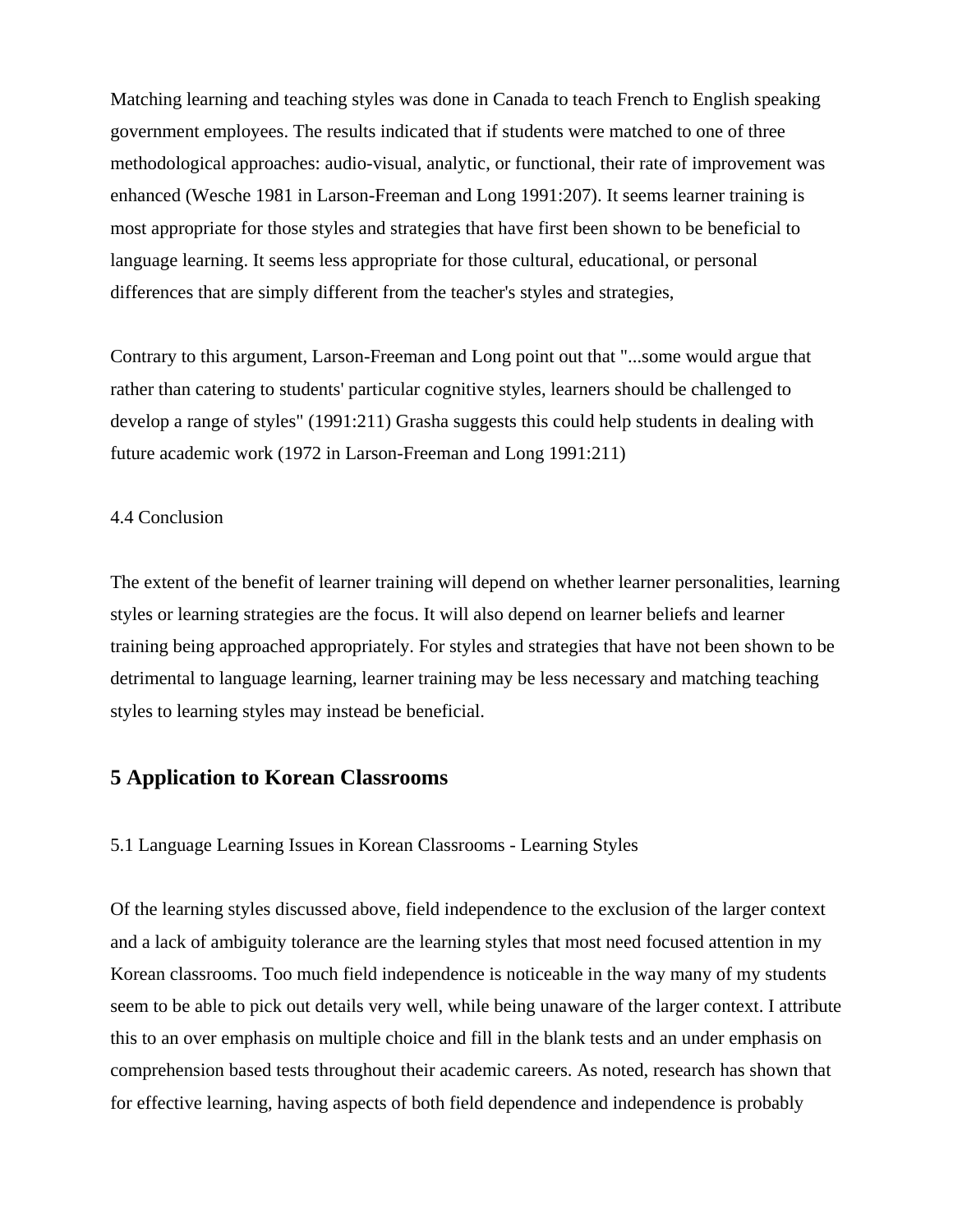Matching learning and teaching styles was done in Canada to teach French to English speaking government employees. The results indicated that if students were matched to one of three methodological approaches: audio-visual, analytic, or functional, their rate of improvement was enhanced (Wesche 1981 in Larson-Freeman and Long 1991:207). It seems learner training is most appropriate for those styles and strategies that have first been shown to be beneficial to language learning. It seems less appropriate for those cultural, educational, or personal differences that are simply different from the teacher's styles and strategies,

Contrary to this argument, Larson-Freeman and Long point out that "...some would argue that rather than catering to students' particular cognitive styles, learners should be challenged to develop a range of styles" (1991:211) Grasha suggests this could help students in dealing with future academic work (1972 in Larson-Freeman and Long 1991:211)

4.4 Conclusion

The extent of the benefit of learner training will depend on whether learner personalities, learning styles or learning strategies are the focus. It will also depend on learner beliefs and learner training being approached appropriately. For styles and strategies that have not been shown to be detrimental to language learning, learner training may be less necessary and matching teaching styles to learning styles may instead be beneficial.

## 5 Application to Korean Classrooms

5.1 Language Learning Issues in Korean Classrooms - Learning Styles

Of the learning styles discussed above, field independence to the exclusion of the larger context and a lack of ambiguity tolerance are the learning styles that most need focused attention in my Korean classrooms. Too much field independence is noticeable in the way many of my students seem to be able to pick out details very well, while being unaware of the larger context. I attribute this to an over emphasis on multiple choice and fill in the blank tests and an under emphasis on comprehension based tests throughout their academic careers. As noted, research has shown that for effective learning, having aspects of both field dependence and independence is probably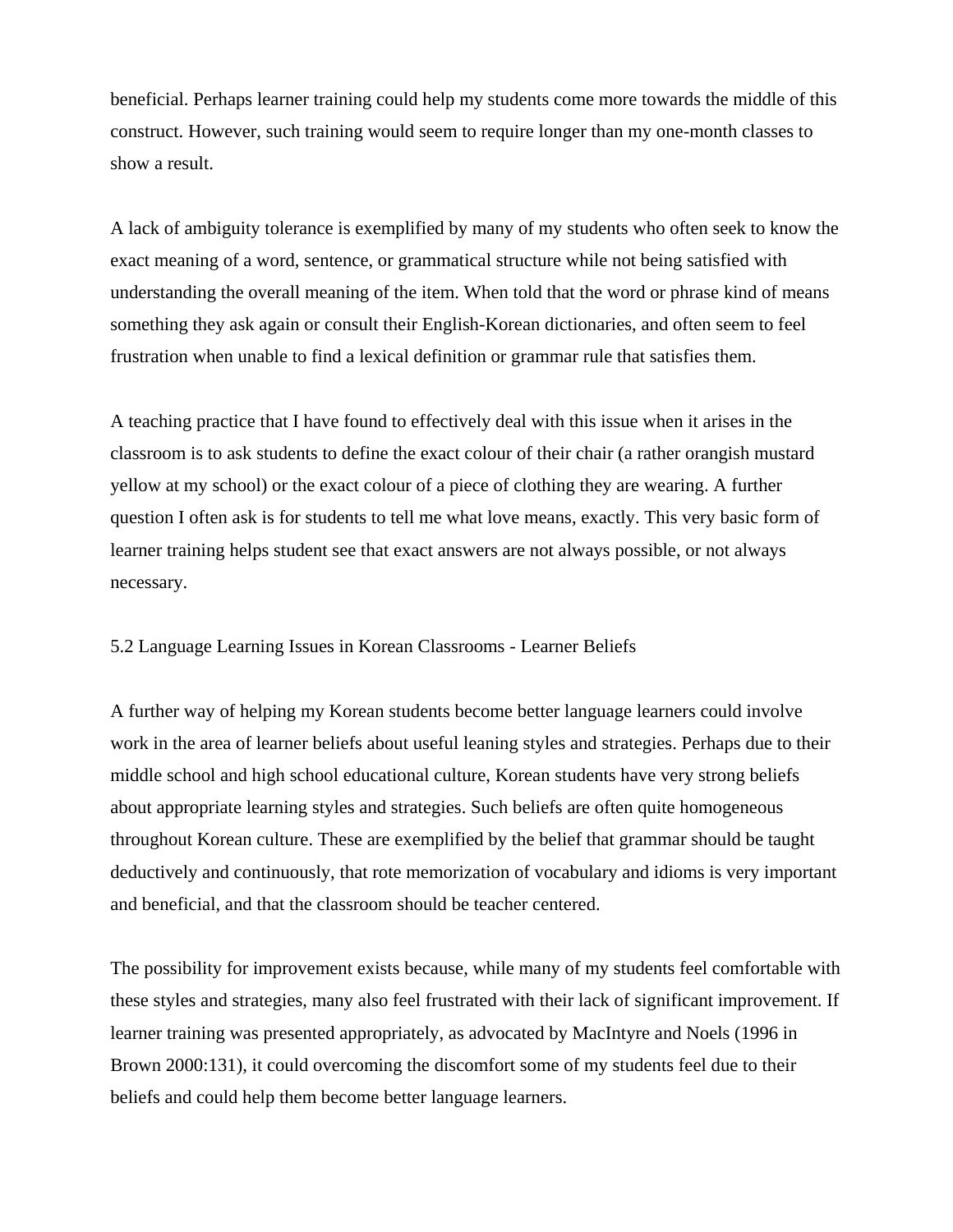beneficial. Perhaps learner training could help my students come more towards the middle of this construct. However, such training would seem to require longer than my one-month classes to show a result.

A lack of ambiguity tolerance is exemplified by many of my students who often seek to know the exact meaning of a word, sentence, or grammatical structure while not being satisfied with understanding the overall meaning of the item. When told that the word or phrase kind of means something they ask again or consult their English-Korean dictionaries, and often seem to feel frustration when unable to find a lexical definition or grammar rule that satisfies them.

A teaching practice that I have found to effectively deal with this issue when it arises in the classroom is to ask students to define the exact colour of their chair (a rather orangish mustard yellow at my school) or the exact colour of a piece of clothing they are wearing. A further question I often ask is for students to tell me what love means, exactly. This very basic form of learner training helps student see that exact answers are not always possible, or not always necessary.

## 5.2 Language Learning Issues in Korean Classrooms - Learner Beliefs

A further way of helping my Korean students become better language learners could involve work in the area of learner beliefs about useful leaning styles and strategies. Perhaps due to their middle school and high school educational culture, Korean students have very strong beliefs about appropriate learning styles and strategies. Such beliefs are often quite homogeneous throughout Korean culture. These are exemplified by the belief that grammar should be taught deductively and continuously, that rote memorization of vocabulary and idioms is very important and beneficial, and that the classroom should be teacher centered.

The possibility for improvement exists because, while many of my students feel comfortable with these styles and strategies, many also feel frustrated with their lack of significant improvement. If learner training was presented appropriately, as advocated by MacIntyre and Noels (1996 in Brown 2000:131), it could overcoming the discomfort some of my students feel due to their beliefs and could help them become better language learners.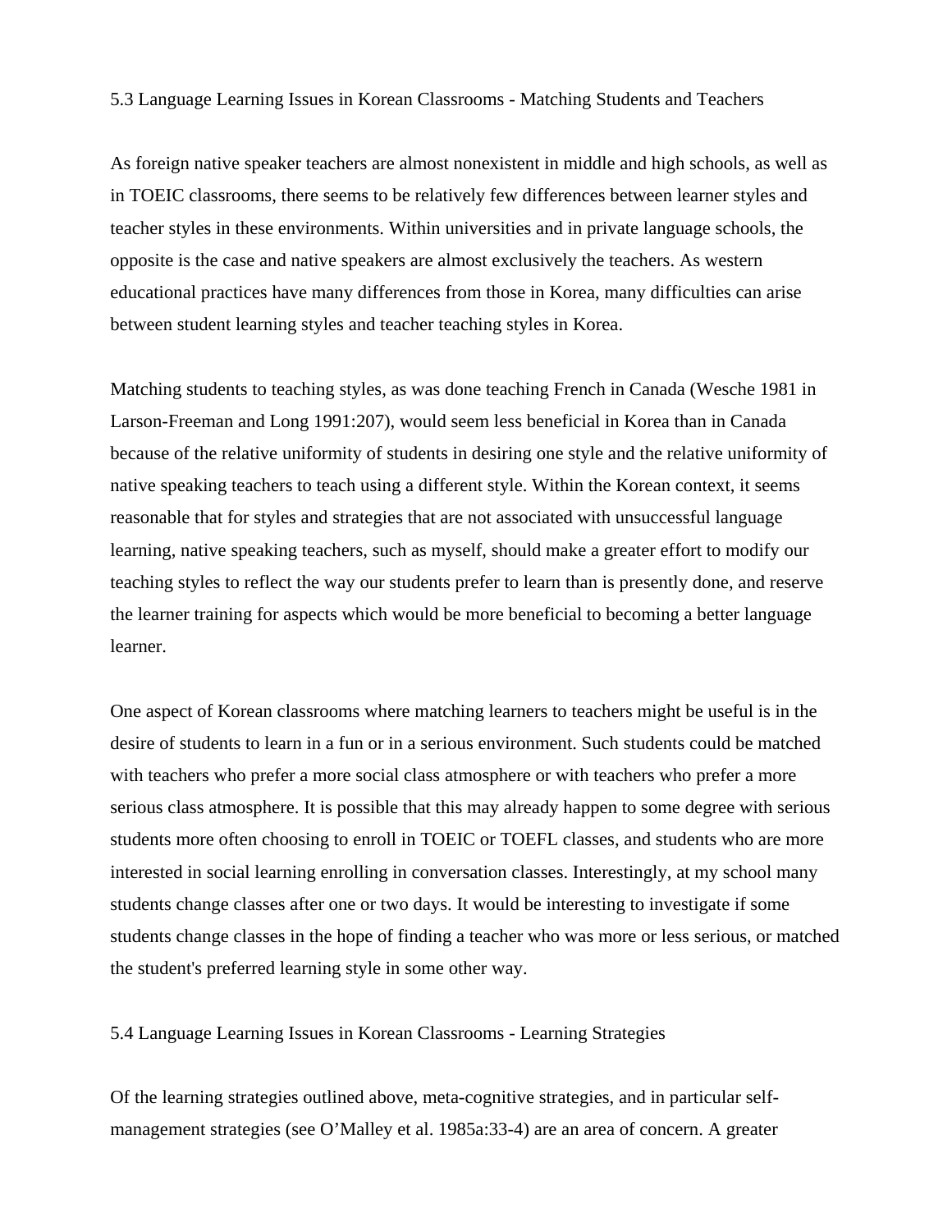## 5.3 Language Learning Issues in Korean Classrooms - Matching Students and Teachers

As foreign native speaker teachers are almost nonexistent in middle and high schools, as well as in TOEIC classrooms, there seems to be relatively few differences between learner styles and teacher styles in these environments. Within universities and in private language schools, the opposite is the case and native speakers are almost exclusively the teachers. As western educational practices have many differences from those in Korea, many difficulties can arise between student learning styles and teacher teaching styles in Korea.

Matching students to teaching styles, as was done teaching French in Canada (Wesche 1981 in Larson-Freeman and Long 1991:207), would seem less beneficial in Korea than in Canada because of the relative uniformity of students in desiring one style and the relative uniformity of native speaking teachers to teach using a different style. Within the Korean context, it seems reasonable that for styles and strategies that are not associated with unsuccessful language learning, native speaking teachers, such as myself, should make a greater effort to modify our teaching styles to reflect the way our students prefer to learn than is presently done, and reserve the learner training for aspects which would be more beneficial to becoming a better language learner.

One aspect of Korean classrooms where matching learners to teachers might be useful is in the desire of students to learn in a fun or in a serious environment. Such students could be matched with teachers who prefer a more social class atmosphere or with teachers who prefer a more serious class atmosphere. It is possible that this may already happen to some degree with serious students more often choosing to enroll in TOEIC or TOEFL classes, and students who are more interested in social learning enrolling in conversation classes. Interestingly, at my school many students change classes after one or two days. It would be interesting to investigate if some students change classes in the hope of finding a teacher who was more or less serious, or matched the student's preferred learning style in some other way.

## 5.4 Language Learning Issues in Korean Classrooms - Learning Strategies

Of the learning strategies outlined above, meta-cognitive strategies, and in particular self-management strategies (see O'Malley et al. 1985a:33-4) are an area of concern. A greater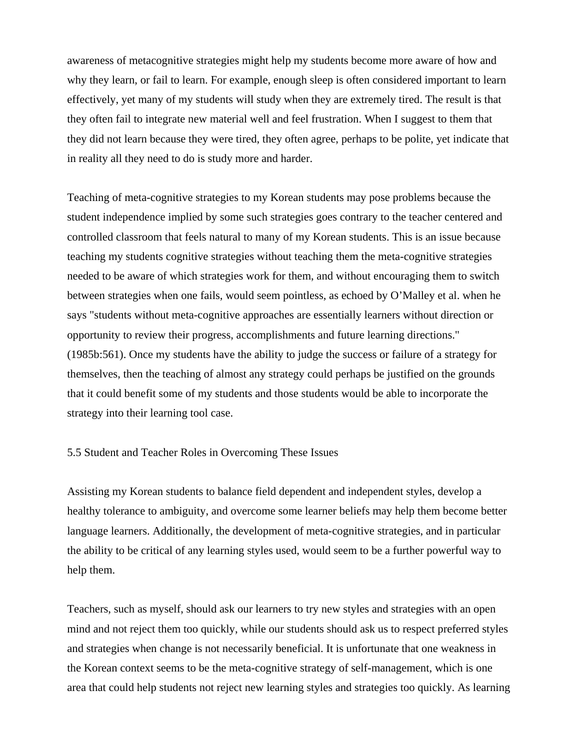awareness of metacognitive strategies might help my students become more aware of how and why they learn, or fail to learn. For example, enough sleep is often considered important to learn effectively, yet many of my students will study when they are extremely tired. The result is that they often fail to integrate new material well and feel frustration. When I suggest to them that they did not learn because they were tired, they often agree, perhaps to be polite, yet indicate that in reality all they need to do is study more and harder.

Teaching of meta-cognitive strategies to my Korean students may pose problems because the student independence implied by some such strategies goes contrary to the teacher centered and controlled classroom that feels natural to many of my Korean students. This is an issue because teaching my students cognitive strategies without teaching them the meta-cognitive strategies needed to be aware of which strategies work for them, and without encouraging them to switch between strategies when one fails, would seem pointless, as echoed by O'Malley et al. when he says "students without meta-cognitive approaches are essentially learners without direction or opportunity to review their progress, accomplishments and future learning directions." (1985b:561). Once my students have the ability to judge the success or failure of a strategy for themselves, then the teaching of almost any strategy could perhaps be justified on the grounds that it could benefit some of my students and those students would be able to incorporate the strategy into their learning tool case.

## 5.5 Student and Teacher Roles in Overcoming These Issues

Assisting my Korean students to balance field dependent and independent styles, develop a healthy tolerance to ambiguity, and overcome some learner beliefs may help them become better language learners. Additionally, the development of meta-cognitive strategies, and in particular the ability to be critical of any learning styles used, would seem to be a further powerful way to help them.

Teachers, such as myself, should ask our learners to try new styles and strategies with an open mind and not reject them too quickly, while our students should ask us to respect preferred styles and strategies when change is not necessarily beneficial. It is unfortunate that one weakness in the Korean context seems to be the meta-cognitive strategy of self-management, which is one area that could help students not reject new learning styles and strategies too quickly. As learning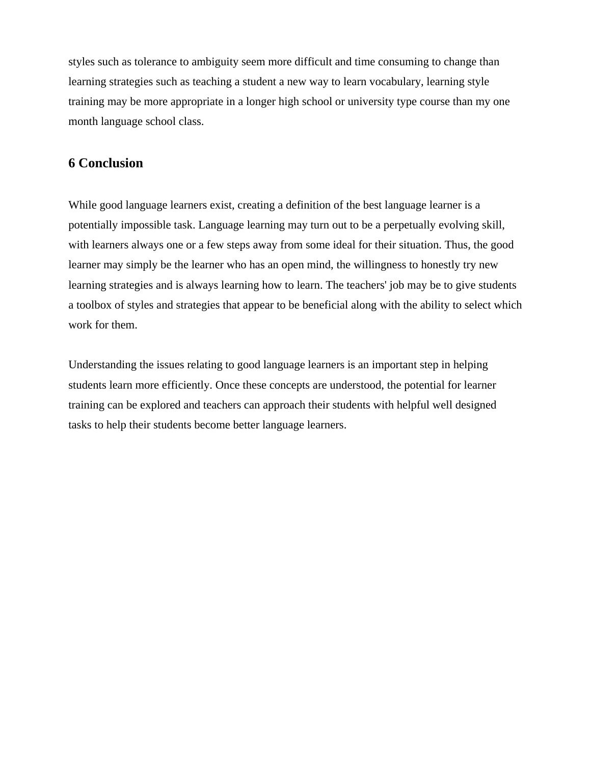styles such as tolerance to ambiguity seem more difficult and time consuming to change than learning strategies such as teaching a student a new way to learn vocabulary, learning style training may be more appropriate in a longer high school or university type course than my one month language school class.

## 6 Conclusion

While good language learners exist, creating a definition of the best language learner is a potentially impossible task. Language learning may turn out to be a perpetually evolving skill, with learners always one or a few steps away from some ideal for their situation. Thus, the good learner may simply be the learner who has an open mind, the willingness to honestly try new learning strategies and is always learning how to learn. The teachers' job may be to give students a toolbox of styles and strategies that appear to be beneficial along with the ability to select which work for them.

Understanding the issues relating to good language learners is an important step in helping students learn more efficiently. Once these concepts are understood, the potential for learner training can be explored and teachers can approach their students with helpful well designed tasks to help their students become better language learners.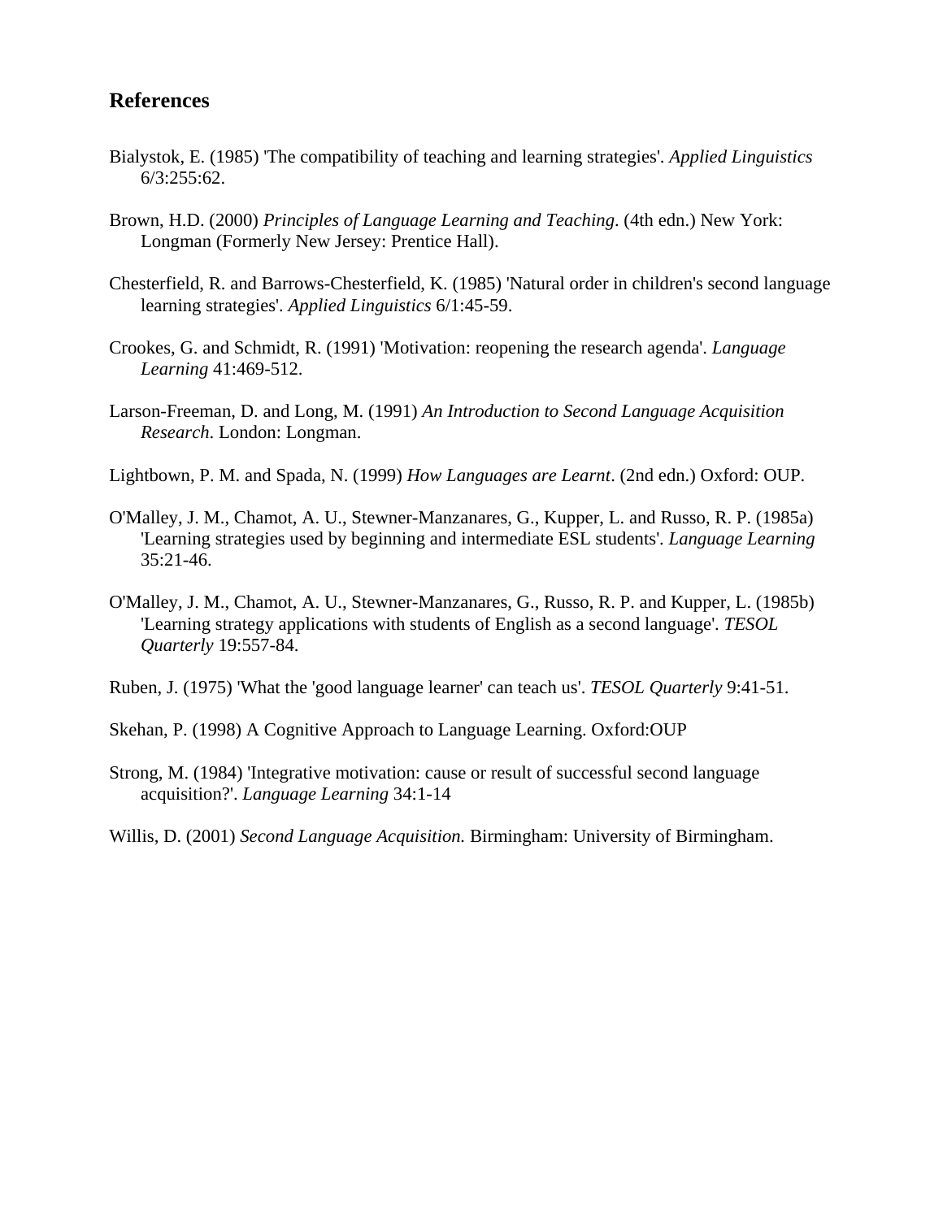## References

Bialystok, E. (1985) 'The compatibility of teaching and learning strategies'. *Applied Linguistics* 6/3:255:62.

Brown, H.D. (2000) *Principles of Language Learning and Teaching*. (4th edn.) New York: Longman (Formerly New Jersey: Prentice Hall).

Chesterfield, R. and Barrows-Chesterfield, K. (1985) 'Natural order in children's second language learning strategies'. *Applied Linguistics* 6/1:45-59.

Crookes, G. and Schmidt, R. (1991) 'Motivation: reopening the research agenda'. *Language Learning* 41:469-512.

Larson-Freeman, D. and Long, M. (1991) *An Introduction to Second Language Acquisition Research*. London: Longman.

Lightbown, P. M. and Spada, N. (1999) *How Languages are Learnt*. (2nd edn.) Oxford: OUP.

O'Malley, J. M., Chamot, A. U., Stewner-Manzanares, G., Kupper, L. and Russo, R. P. (1985a) 'Learning strategies used by beginning and intermediate ESL students'. *Language Learning* 35:21-46.

O'Malley, J. M., Chamot, A. U., Stewner-Manzanares, G., Russo, R. P. and Kupper, L. (1985b) 'Learning strategy applications with students of English as a second language'. *TESOL Quarterly* 19:557-84.

Ruben, J. (1975) 'What the 'good language learner' can teach us'. *TESOL Quarterly* 9:41-51.

Skehan, P. (1998) A Cognitive Approach to Language Learning. Oxford:OUP

Strong, M. (1984) 'Integrative motivation: cause or result of successful second language acquisition?'. *Language Learning* 34:1-14

Willis, D. (2001) *Second Language Acquisition.* Birmingham: University of Birmingham.